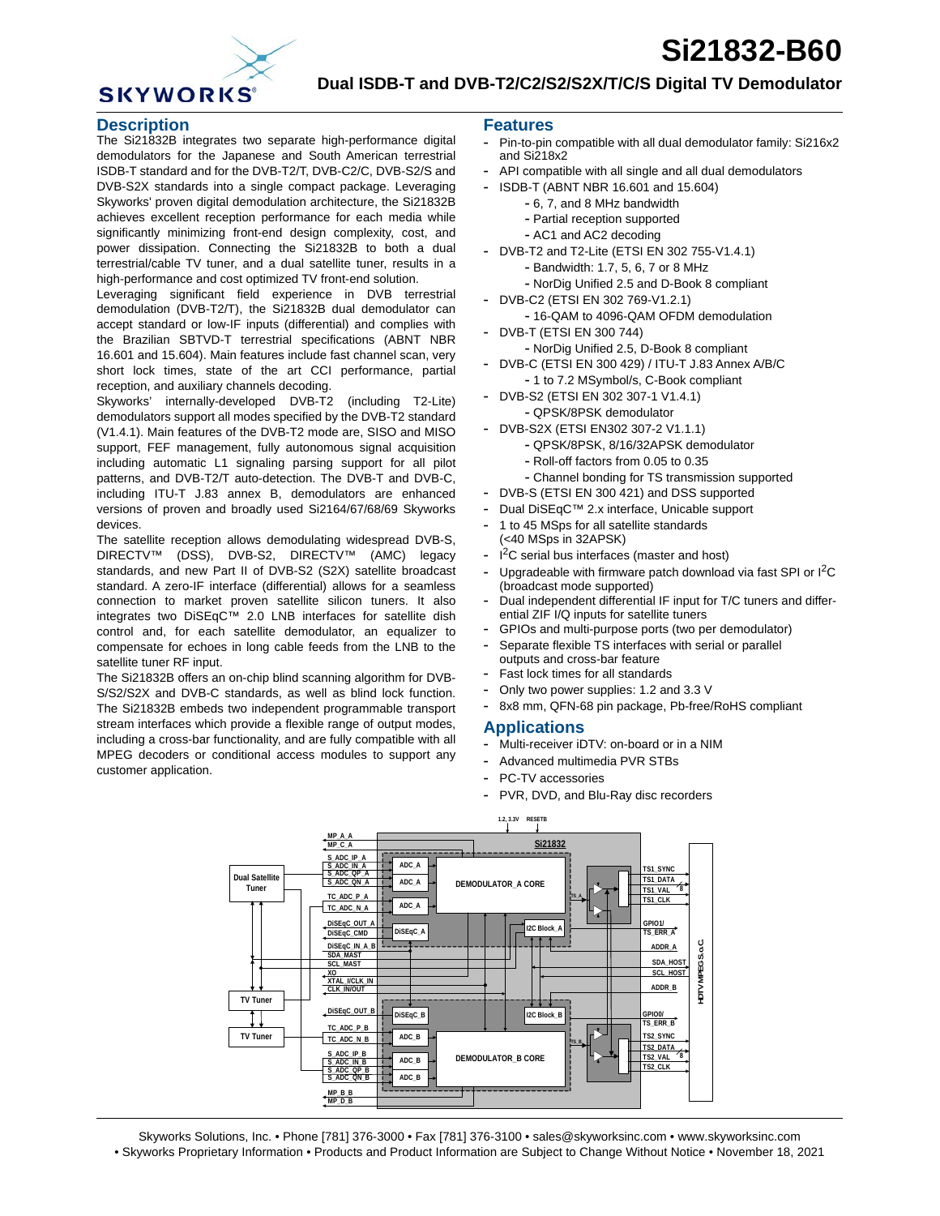# Si21832-B60

## Dual ISDB-T and DVB-T2/C2/S2/S2X/T/C/S Digital TV Demodulator

## Description

The Si21832B integrates two separate high-performance digital demodulators for the Japanese and South American terrestrial ISDB-T standard and for the DVB-T2/T, DVB-C2/C, DVB-S2/S and DVB-S2X standards into a single compact package. Leveraging Skyworks' proven digital demodulation architecture, the Si21832B achieves excellent reception performance for each media while significantly minimizing front-end design complexity, cost, and power dissipation. Connecting the Si21832B to both a dual terrestrial/cable TV tuner, and a dual satellite tuner, results in a high-performance and cost optimized TV front-end solution.

Leveraging significant field experience in DVB terrestrial demodulation (DVB-T2/T), the Si21832B dual demodulator can accept standard or low-IF inputs (differential) and complies with the Brazilian SBTVD-T terrestrial specifications (ABNT NBR 16.601 and 15.604). Main features include fast channel scan, very short lock times, state of the art CCI performance, partial reception, and auxiliary channels decoding.

Skyworks' internally-developed DVB-T2 (including T2-Lite) demodulators support all modes specified by the DVB-T2 standard (V1.4.1). Main features of the DVB-T2 mode are, SISO and MISO support, FEF management, fully autonomous signal acquisition including automatic L1 signaling parsing support for all pilot patterns, and DVB-T2/T auto-detection. The DVB-T and DVB-C, including ITU-T J.83 annex B, demodulators are enhanced versions of proven and broadly used Si2164/67/68/69 Skyworks devices.

The satellite reception allows demodulating widespread DVB-S, DIRECTV™ (DSS), DVB-S2, DIRECTV™ (AMC) legacy standards, and new Part II of DVB-S2 (S2X) satellite broadcast standard. A zero-IF interface (differential) allows for a seamless connection to market proven satellite silicon tuners. It also integrates two DiSEqC™ 2.0 LNB interfaces for satellite dish control and, for each satellite demodulator, an equalizer to compensate for echoes in long cable feeds from the LNB to the satellite tuner RF input.

The Si21832B offers an on-chip blind scanning algorithm for DVB-S/S2/S2X and DVB-C standards, as well as blind lock function. The Si21832B embeds two independent programmable transport stream interfaces which provide a flexible range of output modes, including a cross-bar functionality, and are fully compatible with all MPEG decoders or conditional access modules to support any customer application.

## Features

- Pin-to-pin compatible with all dual demodulator family: Si216x2 and Si218x2
- API compatible with all single and all dual demodulators
- ISDB-T (ABNT NBR 16.601 and 15.604)
  - 6, 7, and 8 MHz bandwidth
  - Partial reception supported
  - AC1 and AC2 decoding
- DVB-T2 and T2-Lite (ETSI EN 302 755-V1.4.1)
  - Bandwidth: 1.7, 5, 6, 7 or 8 MHz
  - NorDig Unified 2.5 and D-Book 8 compliant
- DVB-C2 (ETSI EN 302 769-V1.2.1)
  - 16-QAM to 4096-QAM OFDM demodulation
- DVB-T (ETSI EN 300 744)
  - NorDig Unified 2.5, D-Book 8 compliant
- DVB-C (ETSI EN 300 429) / ITU-T J.83 Annex A/B/C
  - 1 to 7.2 MSymbol/s, C-Book compliant
- DVB-S2 (ETSI EN 302 307-1 V1.4.1)
  - QPSK/8PSK demodulator
- DVB-S2X (ETSI EN302 307-2 V1.1.1)
  - QPSK/8PSK, 8/16/32APSK demodulator
  - Roll-off factors from 0.05 to 0.35
  - Channel bonding for TS transmission supported
- DVB-S (ETSI EN 300 421) and DSS supported
- Dual DiSEqC™ 2.x interface, Unicable support
- 1 to 45 MSps for all satellite standards (<40 MSps in 32APSK)
- $I^2C$ serial bus interfaces (master and host)
- Upgradeable with firmware patch download via fast SPI or $I^2C$ (broadcast mode supported)
- Dual independent differential IF input for T/C tuners and differential ZIF I/Q inputs for satellite tuners
- GPIOs and multi-purpose ports (two per demodulator)
- Separate flexible TS interfaces with serial or parallel outputs and cross-bar feature
- Fast lock times for all standards
- Only two power supplies: 1.2 and 3.3 V
- 8x8 mm, QFN-68 pin package, Pb-free/RoHS compliant

## Applications

- Multi-receiver iDTV: on-board or in a NIM
- Advanced multimedia PVR STBs
- PC-TV accessories
- PVR, DVD, and Blu-Ray disc recorders

1.2, 3.3V RESETB
Si21832
Dual Satellite Tuner
TV Tuner
TV Tuner
MP_A_A
MP_C_A
S_ADC_IP_A
S_ADC_IN_A
S_ADC_QP_A
S_ADC_QN_A
TC_ADC_P_A
TC_ADC_N_A
DiSEqC_OUT_A
DiSEqC_CMD
DiSEqC_IN_A_B
SDA_MAST
SCL_MAST
XO
XTAL_I/CLK_IN
CLK_IN/OUT
DiSEqC_OUT_B
TC_ADC_P_B
TC_ADC_N_B
S_ADC_IP_B
S_ADC_IN_B
S_ADC_QP_B
S_ADC_QN_B
MP_B_B
MP_D_B
ADC_A
ADC_A
ADC_A
DiSEqC_A
DEMODULATOR_A CORE
I2C Block_A
TS_A
DiSEqC_B
I2C Block_B
ADC_B
ADC_B
ADC_B
DEMODULATOR_B CORE
TS_B
TS1_SYNC
TS1_DATA
TS1_VAL
TS1_CLK
8
GPIO1/
TS_ERR_A
ADDR_A
SDA_HOST
SCL_HOST
ADDR_B
GPIO0/
TS_ERR_B
TS2_SYNC
TS2_DATA
TS2_VAL
TS2_CLK
8
HDTV MPEG S.o.C.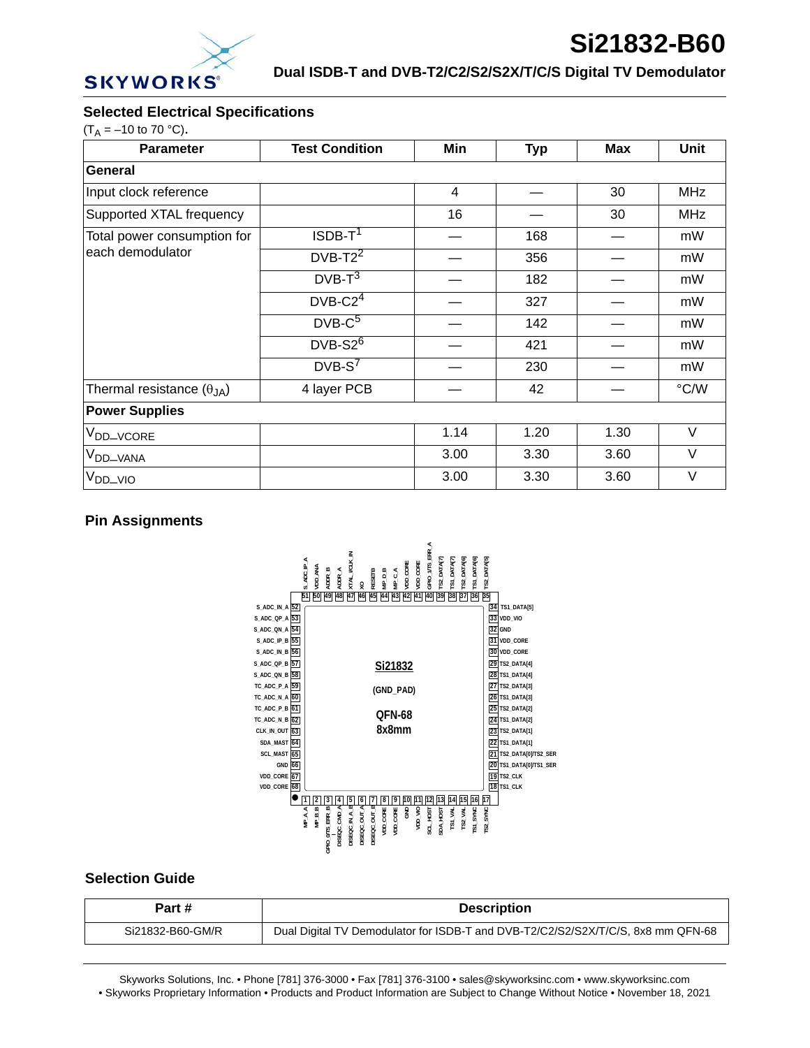# Si21832-B60

## Dual ISDB-T and DVB-T2/C2/S2/S2X/T/C/S Digital TV Demodulator

### Selected Electrical Specifications

($T_A$ = –10 to 70 °C).

| Parameter | Test Condition | Min | Typ | Max | Unit |
|---|---|---|---|---|---|
| **General** | | | | | |
| Input clock reference | | 4 | — | 30 | MHz |
| Supported XTAL frequency | | 16 | — | 30 | MHz |
| Total power consumption for each demodulator | ISDB-T[1] | — | 168 | — | mW |
| | DVB-T2[2] | — | 356 | — | mW |
| | DVB-T[3] | — | 182 | — | mW |
| | DVB-C2[4] | — | 327 | — | mW |
| | DVB-C[5] | — | 142 | — | mW |
| | DVB-S2[6] | — | 421 | — | mW |
| | DVB-S[7] | — | 230 | — | mW |
| Thermal resistance ($\theta_{JA}$) | 4 layer PCB | — | 42 | — | °C/W |
| **Power Supplies** | | | | | |
| $V_{DD\_VCORE}$ | | 1.14 | 1.20 | 1.30 | V |
| $V_{DD\_VANA}$ | | 3.00 | 3.30 | 3.60 | V |
| $V_{DD\_VIO}$ | | 3.00 | 3.30 | 3.60 | V |

### Pin Assignments

Si21832

(GND_PAD)

QFN-68

8x8mm

Top (pins 51–35): 51 S_ADC_IP_A, 50 VDD_ANA, 49 ADDR_B, 48 ADDR_A, 47 XTAL_I/CLK_IN, 46 XO, 45 RESETB, 44 MP_D_B, 43 MP_C_A, 42 VDD_CORE, 41 VDD_CORE, 40 GPIO_1/TS_ERR_A, 39 TS2_DATA[7], 38 TS1_DATA[7], 37 TS2_DATA[6], 36 TS1_DATA[6], 35 TS2_DATA[5]

Left (pins 52–68): 52 S_ADC_IN_A, 53 S_ADC_QP_A, 54 S_ADC_QN_A, 55 S_ADC_IP_B, 56 S_ADC_IN_B, 57 S_ADC_QP_B, 58 S_ADC_QN_B, 59 TC_ADC_P_A, 60 TC_ADC_N_A, 61 TC_ADC_P_B, 62 TC_ADC_N_B, 63 CLK_IN_OUT, 64 SDA_MAST, 65 SCL_MAST, 66 GND, 67 VDD_CORE, 68 VDD_CORE

Right (pins 34–18): 34 TS1_DATA[5], 33 VDD_VIO, 32 GND, 31 VDD_CORE, 30 VDD_CORE, 29 TS2_DATA[4], 28 TS1_DATA[4], 27 TS2_DATA[3], 26 TS1_DATA[3], 25 TS2_DATA[2], 24 TS1_DATA[2], 23 TS2_DATA[1], 22 TS1_DATA[1], 21 TS2_DATA[0]/TS2_SER, 20 TS1_DATA[0]/TS1_SER, 19 TS2_CLK, 18 TS1_CLK

Bottom (pins 1–17): 1 MP_A_A, 2 MP_B_B, 3 GPIO_0/TS_ERR_B, 4 DISEQC_CMD_A, 5 DISEQC_IN_A_B, 6 DISEQC_OUT_A, 7 DISEQC_OUT_B, 8 VDD_CORE, 9 VDD_CORE, 10 GND, 11 VDD_VIO, 12 SCL_HOST, 13 SDA_HOST, 14 TS1_VAL, 15 TS2_VAL, 16 TS1_SYNC, 17 TS2_SYNC

### Selection Guide

| Part # | Description |
|---|---|
| Si21832-B60-GM/R | Dual Digital TV Demodulator for ISDB-T and DVB-T2/C2/S2/S2X/T/C/S, 8x8 mm QFN-68 |

Skyworks Solutions, Inc. • Phone [781] 376-3000 • Fax [781] 376-3100 • sales@skyworksinc.com • www.skyworksinc.com
• Skyworks Proprietary Information • Products and Product Information are Subject to Change Without Notice • November 18, 2021